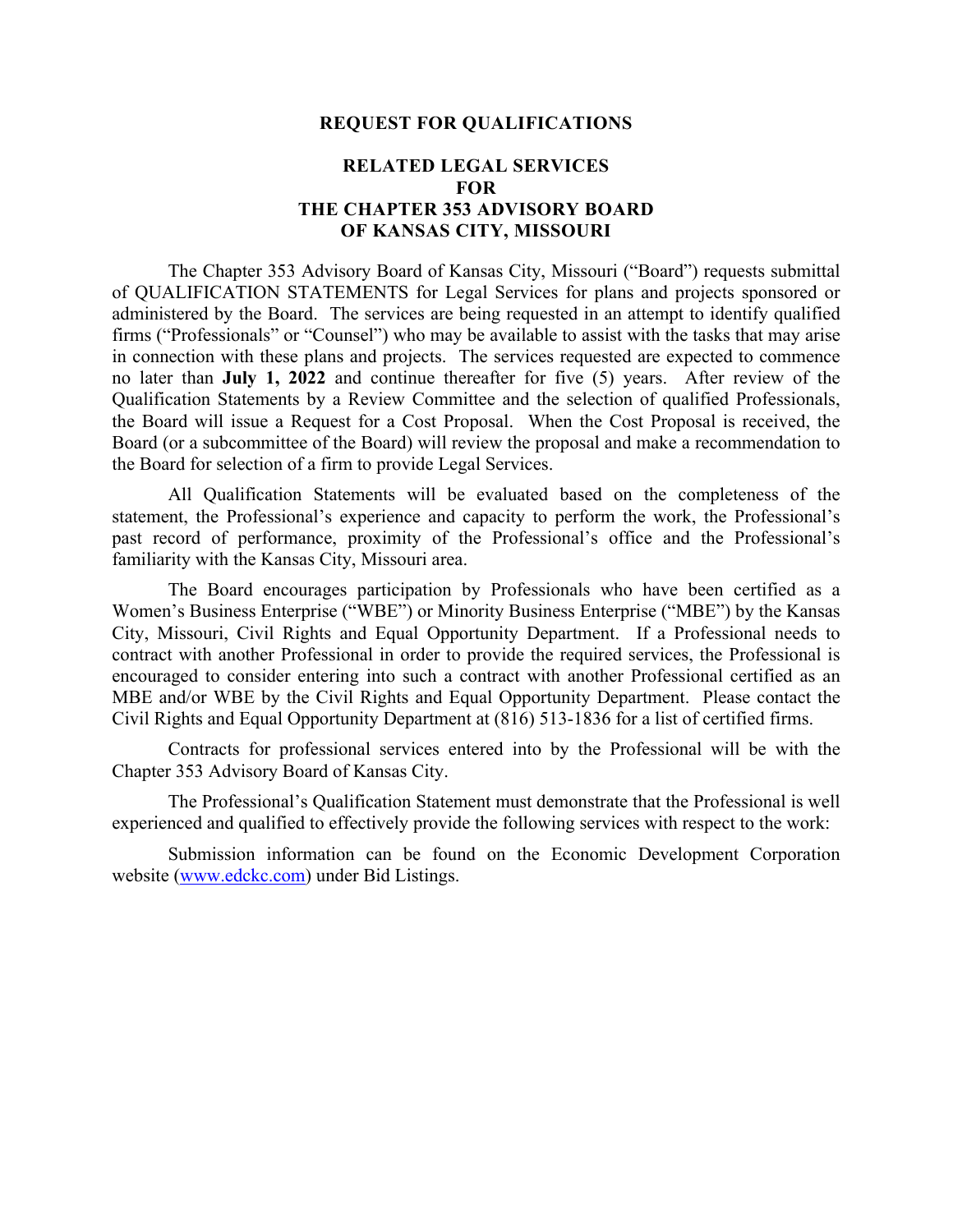# REQUEST FOR QUALIFICATIONS

## RELATED LEGAL SERVICES FOR THE CHAPTER 353 ADVISORY BOARD OF KANSAS CITY, MISSOURI

The Chapter 353 Advisory Board of Kansas City, Missouri ("Board") requests submittal of QUALIFICATION STATEMENTS for Legal Services for plans and projects sponsored or administered by the Board. The services are being requested in an attempt to identify qualified firms ("Professionals" or "Counsel") who may be available to assist with the tasks that may arise in connection with these plans and projects. The services requested are expected to commence no later than **July 1, 2022** and continue thereafter for five (5) years. After review of the Qualification Statements by a Review Committee and the selection of qualified Professionals, the Board will issue a Request for a Cost Proposal. When the Cost Proposal is received, the Board (or a subcommittee of the Board) will review the proposal and make a recommendation to the Board for selection of a firm to provide Legal Services.

All Qualification Statements will be evaluated based on the completeness of the statement, the Professional's experience and capacity to perform the work, the Professional's past record of performance, proximity of the Professional's office and the Professional's familiarity with the Kansas City, Missouri area.

The Board encourages participation by Professionals who have been certified as a Women's Business Enterprise ("WBE") or Minority Business Enterprise ("MBE") by the Kansas City, Missouri, Civil Rights and Equal Opportunity Department. If a Professional needs to contract with another Professional in order to provide the required services, the Professional is encouraged to consider entering into such a contract with another Professional certified as an MBE and/or WBE by the Civil Rights and Equal Opportunity Department. Please contact the Civil Rights and Equal Opportunity Department at (816) 513-1836 for a list of certified firms.

Contracts for professional services entered into by the Professional will be with the Chapter 353 Advisory Board of Kansas City.

The Professional's Qualification Statement must demonstrate that the Professional is well experienced and qualified to effectively provide the following services with respect to the work:

Submission information can be found on the Economic Development Corporation website (www.edckc.com) under Bid Listings.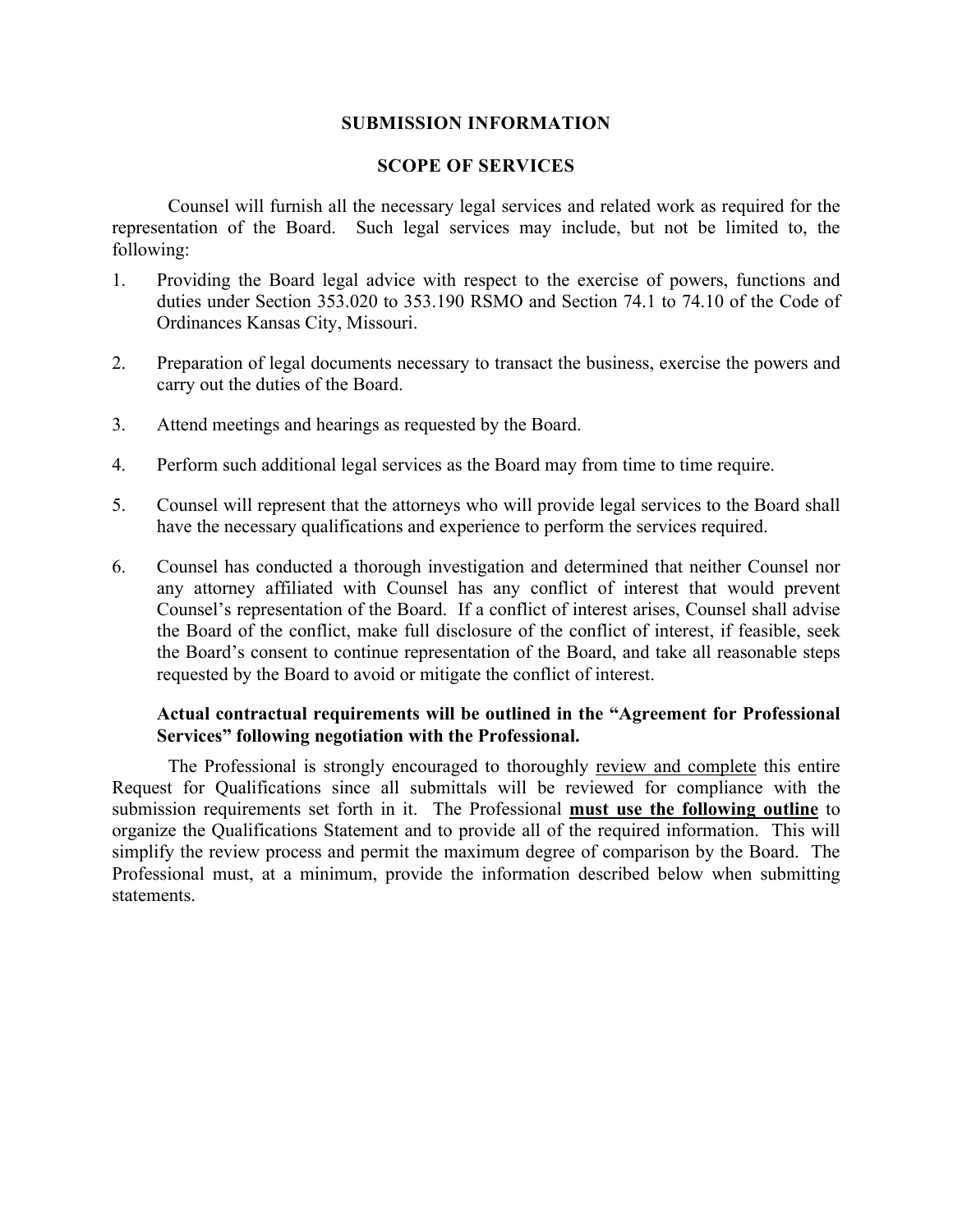## SUBMISSION INFORMATION

## SCOPE OF SERVICES

Counsel will furnish all the necessary legal services and related work as required for the representation of the Board. Such legal services may include, but not be limited to, the following:

1. Providing the Board legal advice with respect to the exercise of powers, functions and duties under Section 353.020 to 353.190 RSMO and Section 74.1 to 74.10 of the Code of Ordinances Kansas City, Missouri.

2. Preparation of legal documents necessary to transact the business, exercise the powers and carry out the duties of the Board.

3. Attend meetings and hearings as requested by the Board.

4. Perform such additional legal services as the Board may from time to time require.

5. Counsel will represent that the attorneys who will provide legal services to the Board shall have the necessary qualifications and experience to perform the services required.

6. Counsel has conducted a thorough investigation and determined that neither Counsel nor any attorney affiliated with Counsel has any conflict of interest that would prevent Counsel's representation of the Board. If a conflict of interest arises, Counsel shall advise the Board of the conflict, make full disclosure of the conflict of interest, if feasible, seek the Board's consent to continue representation of the Board, and take all reasonable steps requested by the Board to avoid or mitigate the conflict of interest.

**Actual contractual requirements will be outlined in the "Agreement for Professional Services" following negotiation with the Professional.**

The Professional is strongly encouraged to thoroughly review and complete this entire Request for Qualifications since all submittals will be reviewed for compliance with the submission requirements set forth in it. The Professional **must use the following outline** to organize the Qualifications Statement and to provide all of the required information. This will simplify the review process and permit the maximum degree of comparison by the Board. The Professional must, at a minimum, provide the information described below when submitting statements.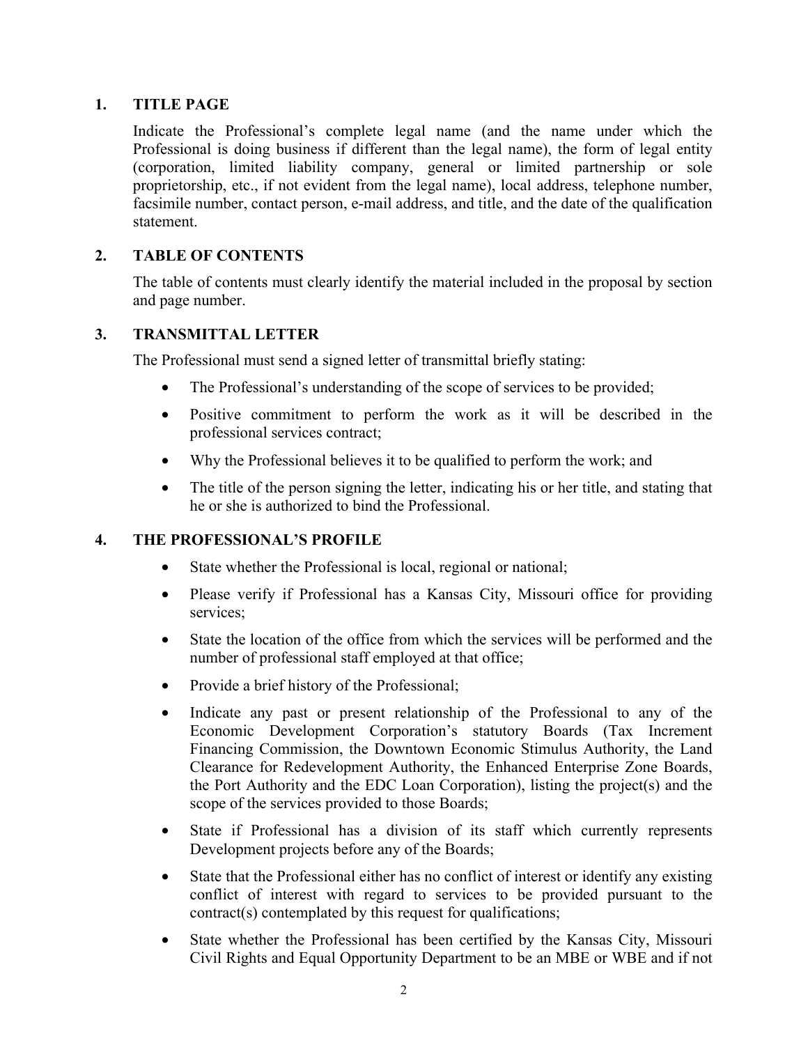## 1. TITLE PAGE

Indicate the Professional's complete legal name (and the name under which the Professional is doing business if different than the legal name), the form of legal entity (corporation, limited liability company, general or limited partnership or sole proprietorship, etc., if not evident from the legal name), local address, telephone number, facsimile number, contact person, e-mail address, and title, and the date of the qualification statement.

## 2. TABLE OF CONTENTS

The table of contents must clearly identify the material included in the proposal by section and page number.

## 3. TRANSMITTAL LETTER

The Professional must send a signed letter of transmittal briefly stating:

- The Professional's understanding of the scope of services to be provided;
- Positive commitment to perform the work as it will be described in the professional services contract;
- Why the Professional believes it to be qualified to perform the work; and
- The title of the person signing the letter, indicating his or her title, and stating that he or she is authorized to bind the Professional.

## 4. THE PROFESSIONAL'S PROFILE

- State whether the Professional is local, regional or national;
- Please verify if Professional has a Kansas City, Missouri office for providing services;
- State the location of the office from which the services will be performed and the number of professional staff employed at that office;
- Provide a brief history of the Professional;
- Indicate any past or present relationship of the Professional to any of the Economic Development Corporation's statutory Boards (Tax Increment Financing Commission, the Downtown Economic Stimulus Authority, the Land Clearance for Redevelopment Authority, the Enhanced Enterprise Zone Boards, the Port Authority and the EDC Loan Corporation), listing the project(s) and the scope of the services provided to those Boards;
- State if Professional has a division of its staff which currently represents Development projects before any of the Boards;
- State that the Professional either has no conflict of interest or identify any existing conflict of interest with regard to services to be provided pursuant to the contract(s) contemplated by this request for qualifications;
- State whether the Professional has been certified by the Kansas City, Missouri Civil Rights and Equal Opportunity Department to be an MBE or WBE and if not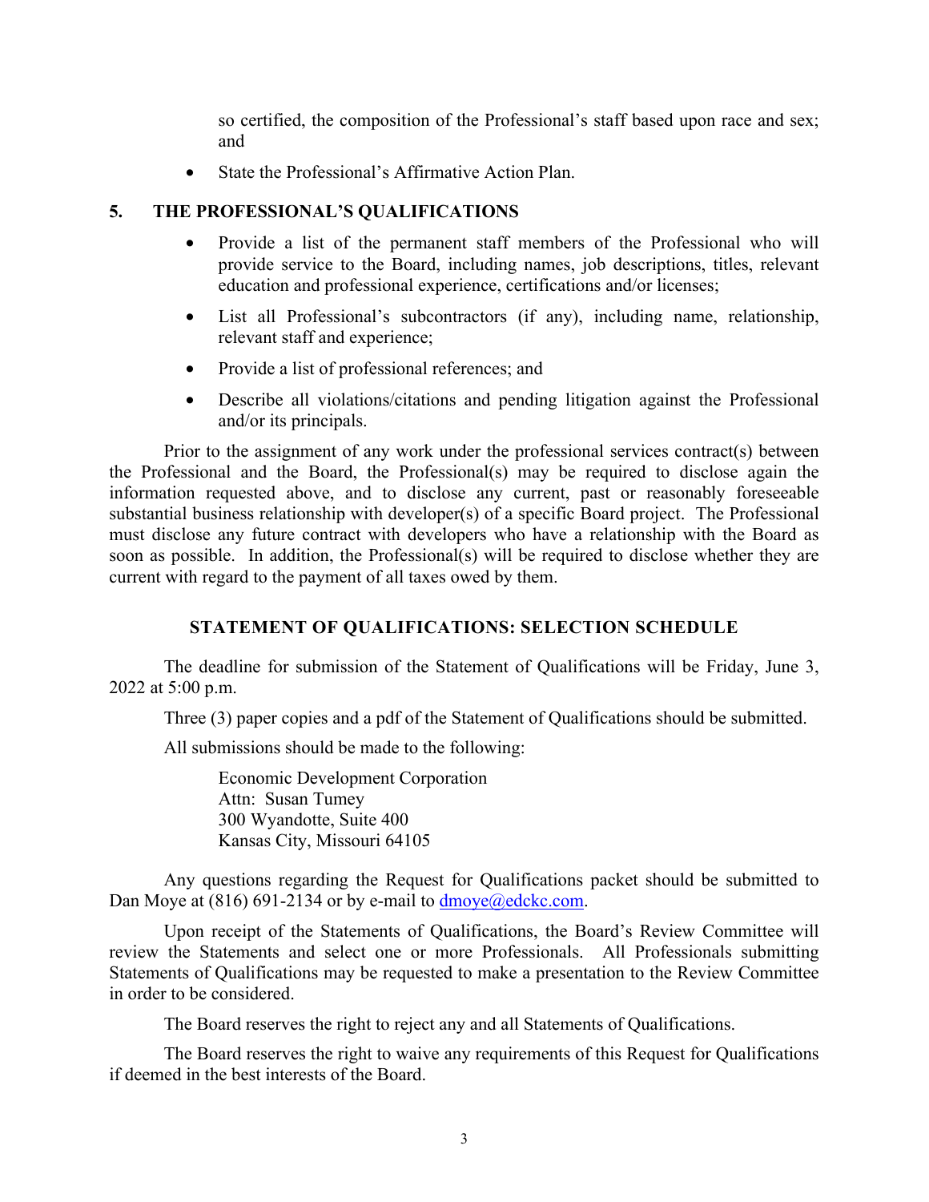so certified, the composition of the Professional's staff based upon race and sex; and

- State the Professional's Affirmative Action Plan.

## 5. THE PROFESSIONAL'S QUALIFICATIONS

- Provide a list of the permanent staff members of the Professional who will provide service to the Board, including names, job descriptions, titles, relevant education and professional experience, certifications and/or licenses;
- List all Professional's subcontractors (if any), including name, relationship, relevant staff and experience;
- Provide a list of professional references; and
- Describe all violations/citations and pending litigation against the Professional and/or its principals.

Prior to the assignment of any work under the professional services contract(s) between the Professional and the Board, the Professional(s) may be required to disclose again the information requested above, and to disclose any current, past or reasonably foreseeable substantial business relationship with developer(s) of a specific Board project. The Professional must disclose any future contract with developers who have a relationship with the Board as soon as possible. In addition, the Professional(s) will be required to disclose whether they are current with regard to the payment of all taxes owed by them.

## STATEMENT OF QUALIFICATIONS: SELECTION SCHEDULE

The deadline for submission of the Statement of Qualifications will be Friday, June 3, 2022 at 5:00 p.m.

Three (3) paper copies and a pdf of the Statement of Qualifications should be submitted.

All submissions should be made to the following:

Economic Development Corporation  
Attn: Susan Tumey  
300 Wyandotte, Suite 400  
Kansas City, Missouri 64105

Any questions regarding the Request for Qualifications packet should be submitted to Dan Moye at (816) 691-2134 or by e-mail to dmoye@edckc.com.

Upon receipt of the Statements of Qualifications, the Board's Review Committee will review the Statements and select one or more Professionals. All Professionals submitting Statements of Qualifications may be requested to make a presentation to the Review Committee in order to be considered.

The Board reserves the right to reject any and all Statements of Qualifications.

The Board reserves the right to waive any requirements of this Request for Qualifications if deemed in the best interests of the Board.